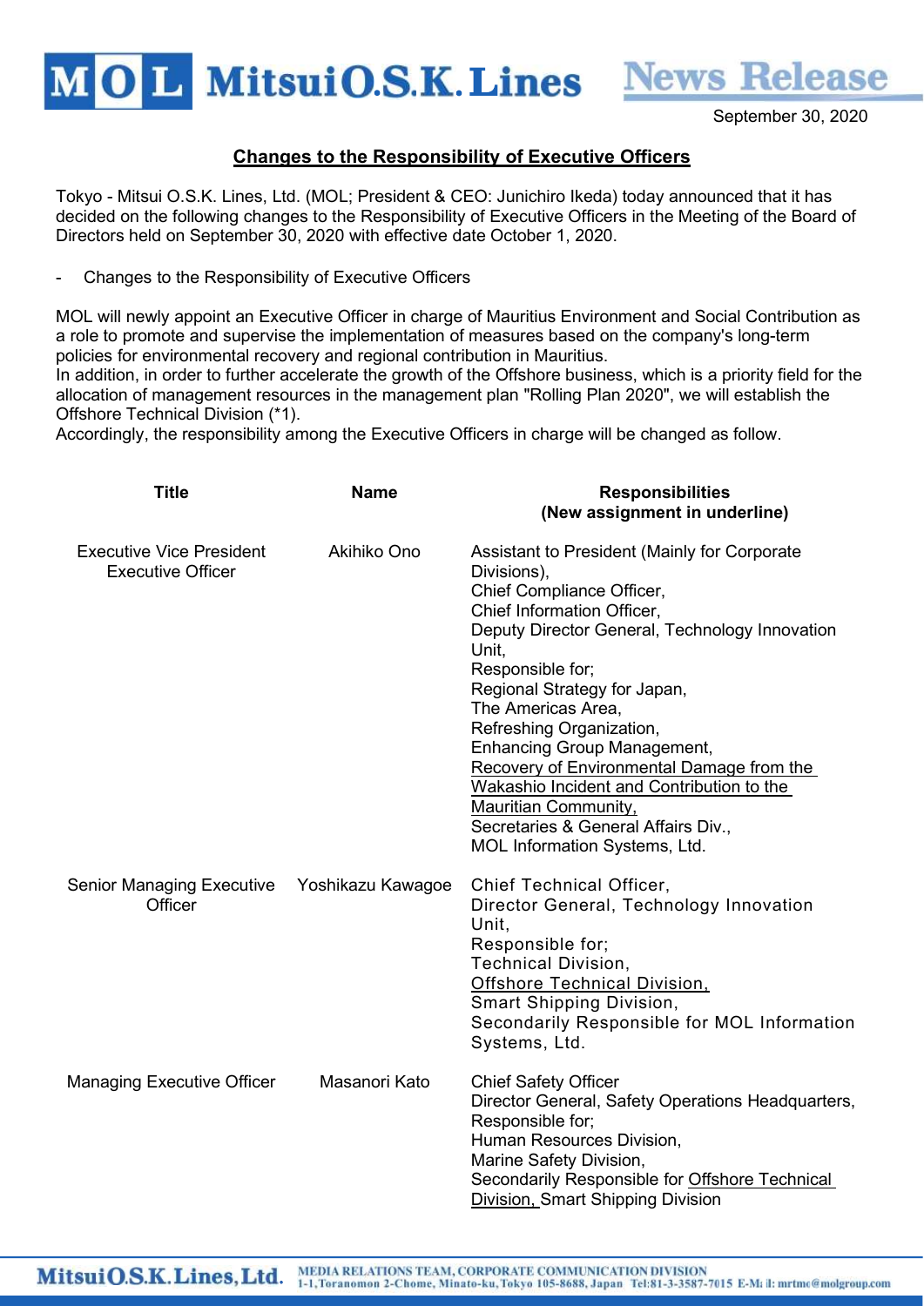# Changes to the Responsibility of Executive Officers

September 30, 2020

Tokyo - Mitsui O.S.K. Lines, Ltd. (MOL; President & CEO: Junichiro Ikeda) today announced that it has decided on the following changes to the Responsibility of Executive Officers in the Meeting of the Board of Directors held on September 30, 2020 with effective date October 1, 2020.

- Changes to the Responsibility of Executive Officers

MOL will newly appoint an Executive Officer in charge of Mauritius Environment and Social Contribution as a role to promote and supervise the implementation of measures based on the company's long-term policies for environmental recovery and regional contribution in Mauritius.
In addition, in order to further accelerate the growth of the Offshore business, which is a priority field for the allocation of management resources in the management plan "Rolling Plan 2020", we will establish the Offshore Technical Division (*1).
Accordingly, the responsibility among the Executive Officers in charge will be changed as follow.

| Title | Name | Responsibilities (New assignment in underline) |
|---|---|---|
| Executive Vice President Executive Officer | Akihiko Ono | Assistant to President (Mainly for Corporate Divisions),<br>Chief Compliance Officer,<br>Chief Information Officer,<br>Deputy Director General, Technology Innovation Unit,<br>Responsible for;<br>Regional Strategy for Japan,<br>The Americas Area,<br>Refreshing Organization,<br>Enhancing Group Management,<br><u>Recovery of Environmental Damage from the Wakashio Incident and Contribution to the Mauritian Community,</u><br>Secretaries & General Affairs Div.,<br>MOL Information Systems, Ltd. |
| Senior Managing Executive Officer | Yoshikazu Kawagoe | Chief Technical Officer,<br>Director General, Technology Innovation Unit,<br>Responsible for;<br>Technical Division,<br><u>Offshore Technical Division,</u><br>Smart Shipping Division,<br>Secondarily Responsible for MOL Information Systems, Ltd. |
| Managing Executive Officer | Masanori Kato | Chief Safety Officer<br>Director General, Safety Operations Headquarters,<br>Responsible for;<br>Human Resources Division,<br>Marine Safety Division,<br>Secondarily Responsible for <u>Offshore Technical Division,</u> Smart Shipping Division |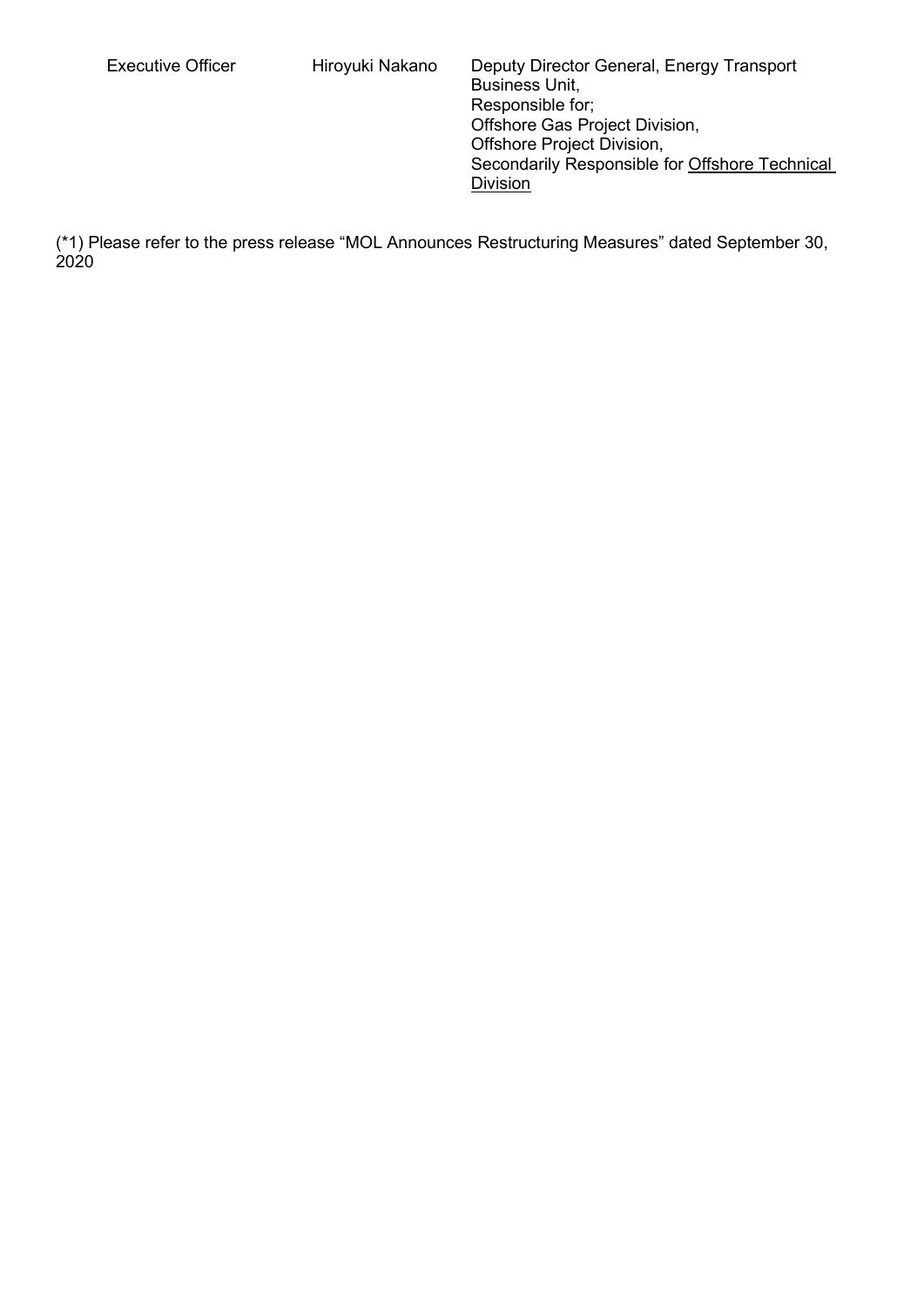| | | |
|---|---|---|
| Executive Officer | Hiroyuki Nakano | Deputy Director General, Energy Transport Business Unit,<br>Responsible for;<br>Offshore Gas Project Division,<br>Offshore Project Division,<br>Secondarily Responsible for <u>Offshore Technical Division</u> |

(*1) Please refer to the press release "MOL Announces Restructuring Measures" dated September 30, 2020